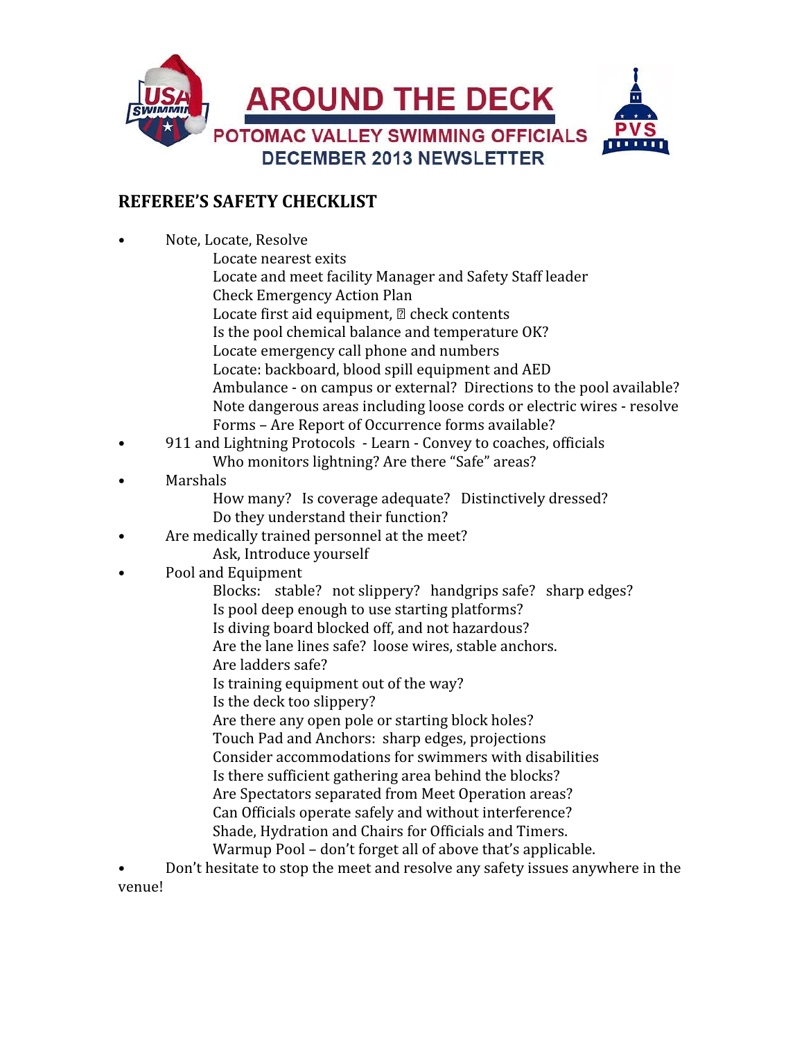# AROUND THE DECK

## POTOMAC VALLEY SWIMMING OFFICIALS
## DECEMBER 2013 NEWSLETTER

## REFEREE'S SAFETY CHECKLIST

- Note, Locate, Resolve
  - Locate nearest exits
  - Locate and meet facility Manager and Safety Staff leader
  - Check Emergency Action Plan
  - Locate first aid equipment, check contents
  - Is the pool chemical balance and temperature OK?
  - Locate emergency call phone and numbers
  - Locate: backboard, blood spill equipment and AED
  - Ambulance - on campus or external? Directions to the pool available?
  - Note dangerous areas including loose cords or electric wires - resolve
  - Forms – Are Report of Occurrence forms available?
- 911 and Lightning Protocols - Learn - Convey to coaches, officials
  - Who monitors lightning? Are there "Safe" areas?
- Marshals
  - How many? Is coverage adequate? Distinctively dressed?
  - Do they understand their function?
- Are medically trained personnel at the meet?
  - Ask, Introduce yourself
- Pool and Equipment
  - Blocks: stable? not slippery? handgrips safe? sharp edges?
  - Is pool deep enough to use starting platforms?
  - Is diving board blocked off, and not hazardous?
  - Are the lane lines safe? loose wires, stable anchors.
  - Are ladders safe?
  - Is training equipment out of the way?
  - Is the deck too slippery?
  - Are there any open pole or starting block holes?
  - Touch Pad and Anchors: sharp edges, projections
  - Consider accommodations for swimmers with disabilities
  - Is there sufficient gathering area behind the blocks?
  - Are Spectators separated from Meet Operation areas?
  - Can Officials operate safely and without interference?
  - Shade, Hydration and Chairs for Officials and Timers.
  - Warmup Pool – don't forget all of above that's applicable.
- Don't hesitate to stop the meet and resolve any safety issues anywhere in the venue!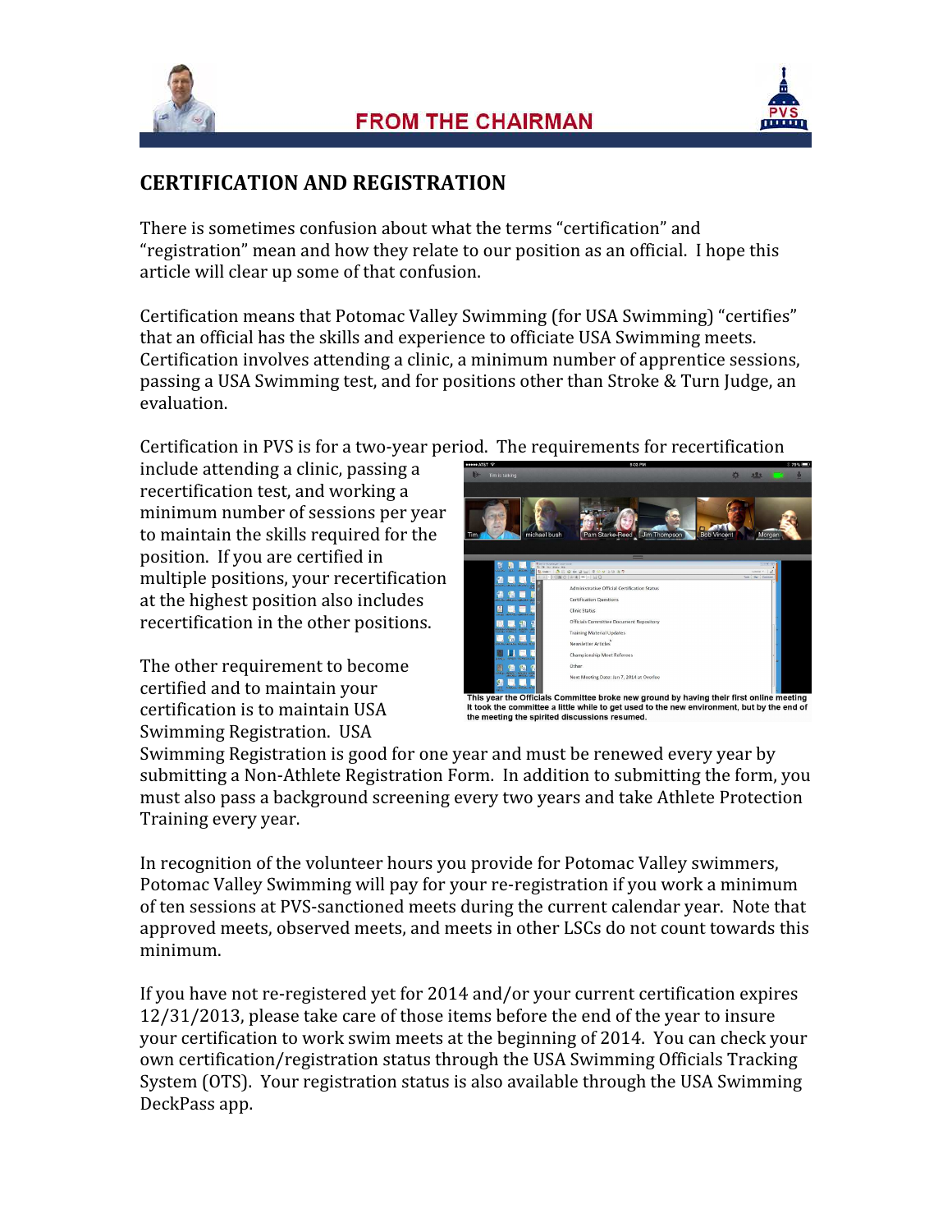## FROM THE CHAIRMAN

# CERTIFICATION AND REGISTRATION

There is sometimes confusion about what the terms "certification" and "registration" mean and how they relate to our position as an official. I hope this article will clear up some of that confusion.

Certification means that Potomac Valley Swimming (for USA Swimming) "certifies" that an official has the skills and experience to officiate USA Swimming meets. Certification involves attending a clinic, a minimum number of apprentice sessions, passing a USA Swimming test, and for positions other than Stroke & Turn Judge, an evaluation.

Certification in PVS is for a two-year period. The requirements for recertification include attending a clinic, passing a recertification test, and working a minimum number of sessions per year to maintain the skills required for the position. If you are certified in multiple positions, your recertification at the highest position also includes recertification in the other positions.

This year the Officials Committee broke new ground by having their first online meeting It took the committee a little while to get used to the new environment, but by the end of the meeting the spirited discussions resumed.

The other requirement to become certified and to maintain your certification is to maintain USA Swimming Registration. USA Swimming Registration is good for one year and must be renewed every year by submitting a Non-Athlete Registration Form. In addition to submitting the form, you must also pass a background screening every two years and take Athlete Protection Training every year.

In recognition of the volunteer hours you provide for Potomac Valley swimmers, Potomac Valley Swimming will pay for your re-registration if you work a minimum of ten sessions at PVS-sanctioned meets during the current calendar year. Note that approved meets, observed meets, and meets in other LSCs do not count towards this minimum.

If you have not re-registered yet for 2014 and/or your current certification expires 12/31/2013, please take care of those items before the end of the year to insure your certification to work swim meets at the beginning of 2014. You can check your own certification/registration status through the USA Swimming Officials Tracking System (OTS). Your registration status is also available through the USA Swimming DeckPass app.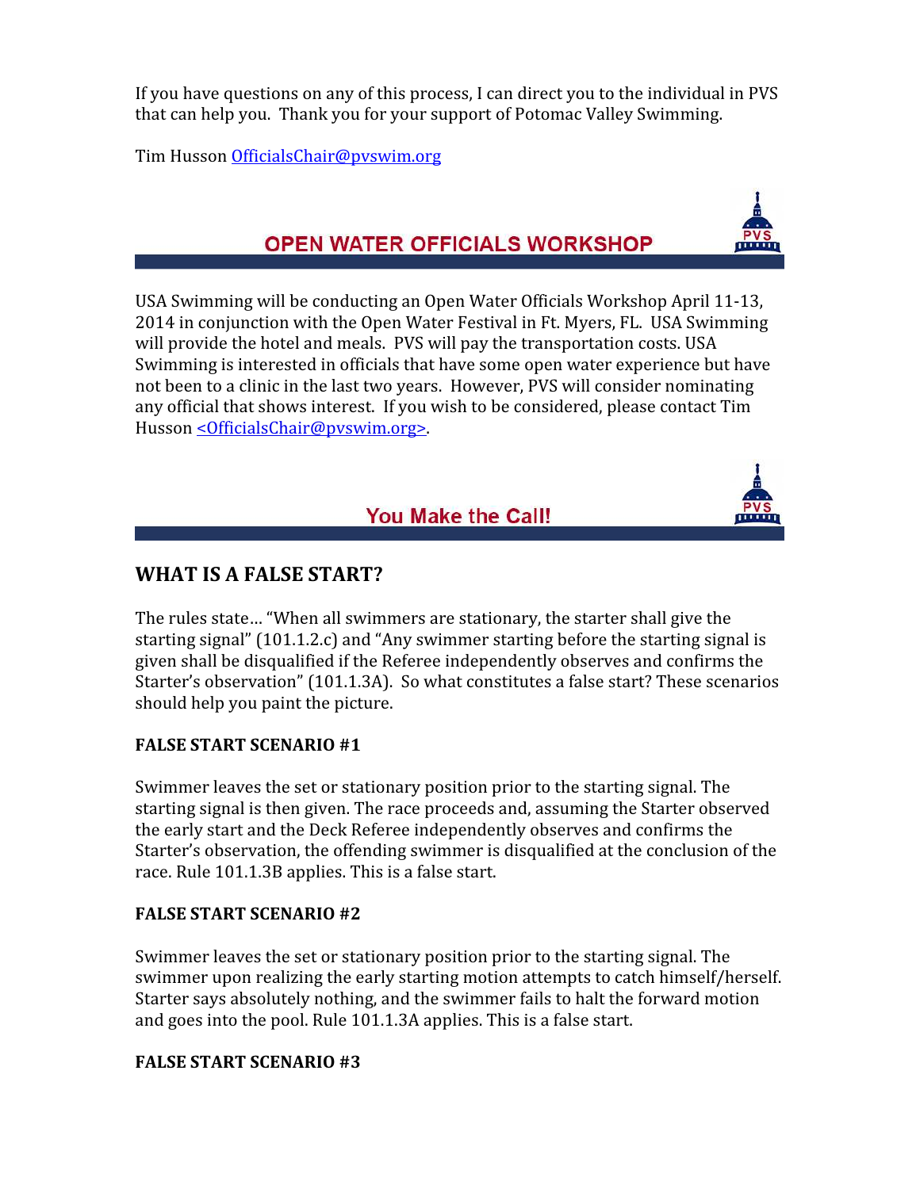If you have questions on any of this process, I can direct you to the individual in PVS that can help you. Thank you for your support of Potomac Valley Swimming.

Tim Husson OfficialsChair@pvswim.org

## OPEN WATER OFFICIALS WORKSHOP

USA Swimming will be conducting an Open Water Officials Workshop April 11-13, 2014 in conjunction with the Open Water Festival in Ft. Myers, FL. USA Swimming will provide the hotel and meals. PVS will pay the transportation costs. USA Swimming is interested in officials that have some open water experience but have not been to a clinic in the last two years. However, PVS will consider nominating any official that shows interest. If you wish to be considered, please contact Tim Husson <OfficialsChair@pvswim.org>.

## You Make the Call!

### WHAT IS A FALSE START?

The rules state… "When all swimmers are stationary, the starter shall give the starting signal" (101.1.2.c) and "Any swimmer starting before the starting signal is given shall be disqualified if the Referee independently observes and confirms the Starter's observation" (101.1.3A). So what constitutes a false start? These scenarios should help you paint the picture.

**FALSE START SCENARIO #1**

Swimmer leaves the set or stationary position prior to the starting signal. The starting signal is then given. The race proceeds and, assuming the Starter observed the early start and the Deck Referee independently observes and confirms the Starter's observation, the offending swimmer is disqualified at the conclusion of the race. Rule 101.1.3B applies. This is a false start.

**FALSE START SCENARIO #2**

Swimmer leaves the set or stationary position prior to the starting signal. The swimmer upon realizing the early starting motion attempts to catch himself/herself. Starter says absolutely nothing, and the swimmer fails to halt the forward motion and goes into the pool. Rule 101.1.3A applies. This is a false start.

**FALSE START SCENARIO #3**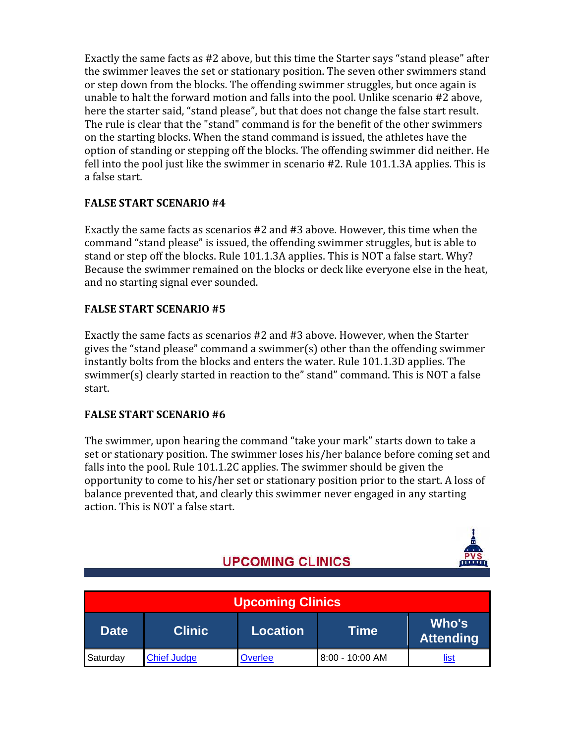Exactly the same facts as #2 above, but this time the Starter says "stand please" after the swimmer leaves the set or stationary position. The seven other swimmers stand or step down from the blocks. The offending swimmer struggles, but once again is unable to halt the forward motion and falls into the pool. Unlike scenario #2 above, here the starter said, "stand please", but that does not change the false start result. The rule is clear that the "stand" command is for the benefit of the other swimmers on the starting blocks. When the stand command is issued, the athletes have the option of standing or stepping off the blocks. The offending swimmer did neither. He fell into the pool just like the swimmer in scenario #2. Rule 101.1.3A applies. This is a false start.

**FALSE START SCENARIO #4**

Exactly the same facts as scenarios #2 and #3 above. However, this time when the command "stand please" is issued, the offending swimmer struggles, but is able to stand or step off the blocks. Rule 101.1.3A applies. This is NOT a false start. Why? Because the swimmer remained on the blocks or deck like everyone else in the heat, and no starting signal ever sounded.

**FALSE START SCENARIO #5**

Exactly the same facts as scenarios #2 and #3 above. However, when the Starter gives the "stand please" command a swimmer(s) other than the offending swimmer instantly bolts from the blocks and enters the water. Rule 101.1.3D applies. The swimmer(s) clearly started in reaction to the" stand" command. This is NOT a false start.

**FALSE START SCENARIO #6**

The swimmer, upon hearing the command "take your mark" starts down to take a set or stationary position. The swimmer loses his/her balance before coming set and falls into the pool. Rule 101.1.2C applies. The swimmer should be given the opportunity to come to his/her set or stationary position prior to the start. A loss of balance prevented that, and clearly this swimmer never engaged in any starting action. This is NOT a false start.

## UPCOMING CLINICS

| Upcoming Clinics | | | | |
|---|---|---|---|---|
| **Date** | **Clinic** | **Location** | **Time** | **Who's Attending** |
| Saturday | Chief Judge | Overlee | 8:00 - 10:00 AM | list |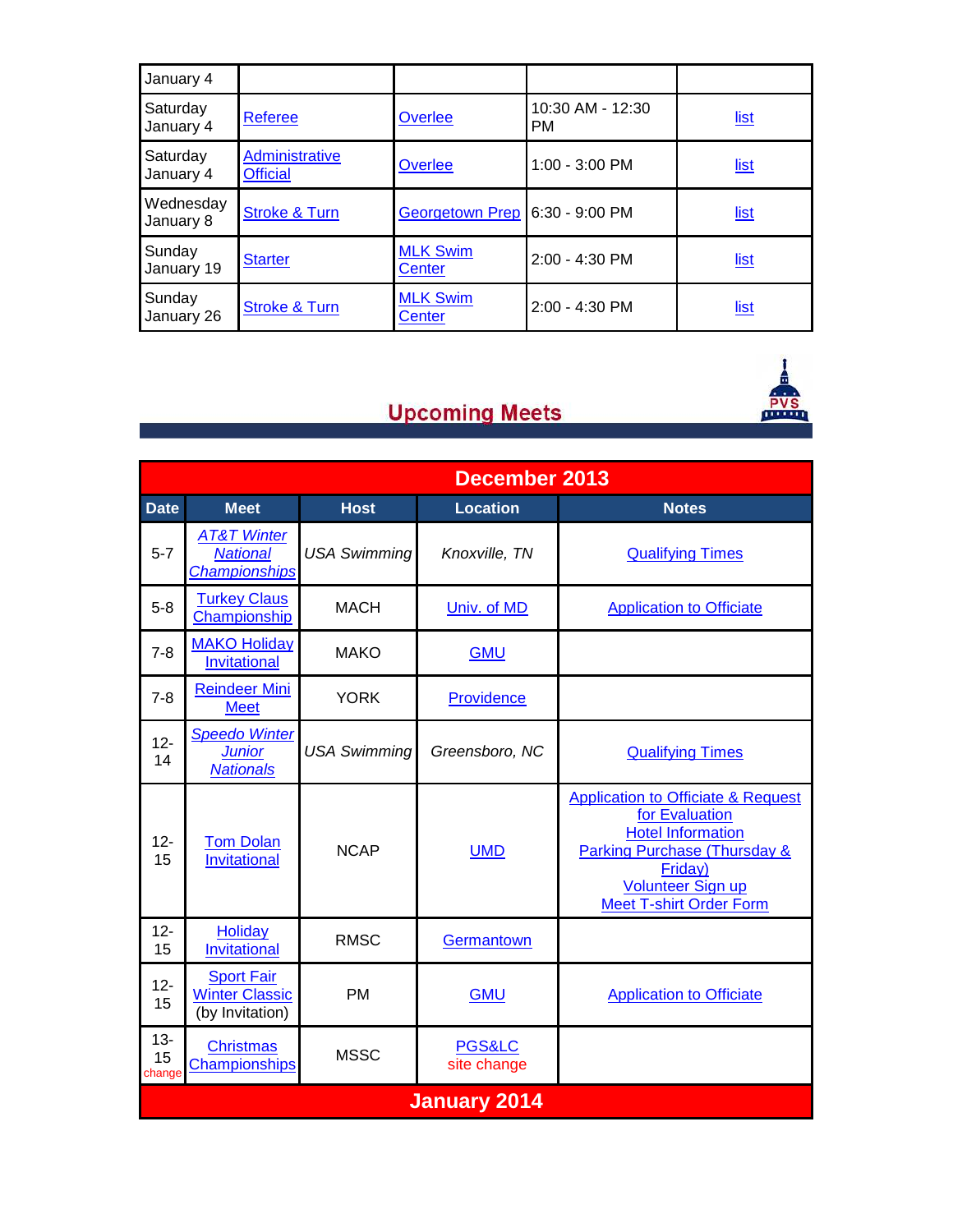| January 4 | | | | |
|---|---|---|---|---|
| Saturday January 4 | Referee | Overlee | 10:30 AM - 12:30 PM | list |
| Saturday January 4 | Administrative Official | Overlee | 1:00 - 3:00 PM | list |
| Wednesday January 8 | Stroke & Turn | Georgetown Prep | 6:30 - 9:00 PM | list |
| Sunday January 19 | Starter | MLK Swim Center | 2:00 - 4:30 PM | list |
| Sunday January 26 | Stroke & Turn | MLK Swim Center | 2:00 - 4:30 PM | list |

## Upcoming Meets

| December 2013 | | | | |
|---|---|---|---|---|
| **Date** | **Meet** | **Host** | **Location** | **Notes** |
| 5-7 | *AT&T Winter National Championships* | *USA Swimming* | *Knoxville, TN* | Qualifying Times |
| 5-8 | Turkey Claus Championship | MACH | Univ. of MD | Application to Officiate |
| 7-8 | MAKO Holiday Invitational | MAKO | GMU | |
| 7-8 | Reindeer Mini Meet | YORK | Providence | |
| 12-14 | *Speedo Winter Junior Nationals* | *USA Swimming* | *Greensboro, NC* | Qualifying Times |
| 12-15 | Tom Dolan Invitational | NCAP | UMD | Application to Officiate & Request for Evaluation<br>Hotel Information<br>Parking Purchase (Thursday & Friday)<br>Volunteer Sign up<br>Meet T-shirt Order Form |
| 12-15 | Holiday Invitational | RMSC | Germantown | |
| 12-15 | Sport Fair Winter Classic (by Invitation) | PM | GMU | Application to Officiate |
| 13-15 change | Christmas Championships | MSSC | PGS&LC site change | |
| **January 2014** | | | | |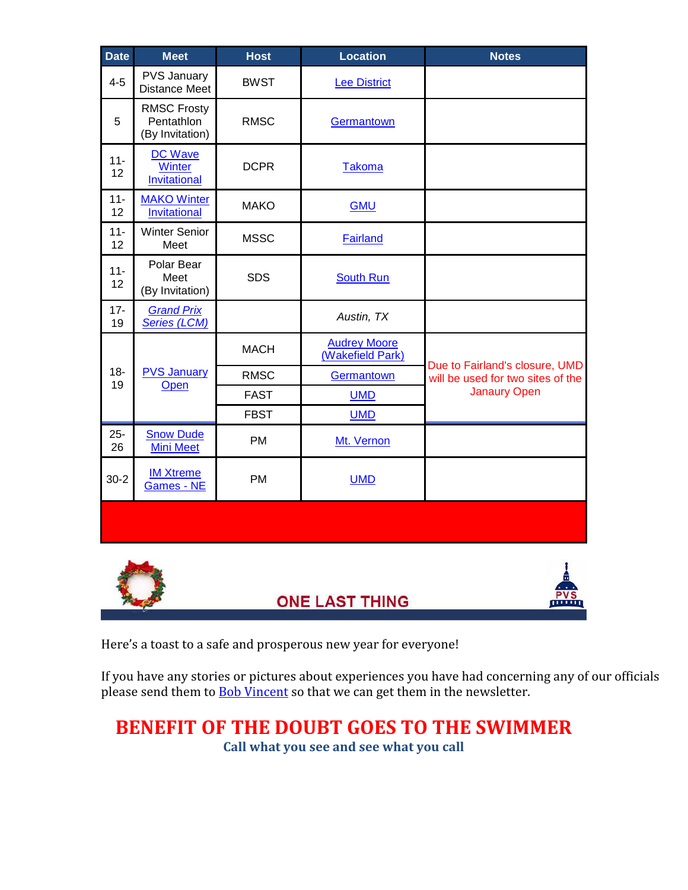| Date | Meet | Host | Location | Notes |
|---|---|---|---|---|
| 4-5 | PVS January Distance Meet | BWST | Lee District | |
| 5 | RMSC Frosty Pentathlon (By Invitation) | RMSC | Germantown | |
| 11-12 | DC Wave Winter Invitational | DCPR | Takoma | |
| 11-12 | MAKO Winter Invitational | MAKO | GMU | |
| 11-12 | Winter Senior Meet | MSSC | Fairland | |
| 11-12 | Polar Bear Meet (By Invitation) | SDS | South Run | |
| 17-19 | *Grand Prix Series (LCM)* | | *Austin, TX* | |
| 18-19 | PVS January Open | MACH | Audrey Moore (Wakefield Park) | Due to Fairland's closure, UMD will be used for two sites of the Janaury Open |
| | | RMSC | Germantown | |
| | | FAST | UMD | |
| | | FBST | UMD | |
| 25-26 | Snow Dude Mini Meet | PM | Mt. Vernon | |
| 30-2 | IM Xtreme Games - NE | PM | UMD | |

## ONE LAST THING

Here's a toast to a safe and prosperous new year for everyone!

If you have any stories or pictures about experiences you have had concerning any of our officials please send them to Bob Vincent so that we can get them in the newsletter.

**BENEFIT OF THE DOUBT GOES TO THE SWIMMER**

**Call what you see and see what you call**